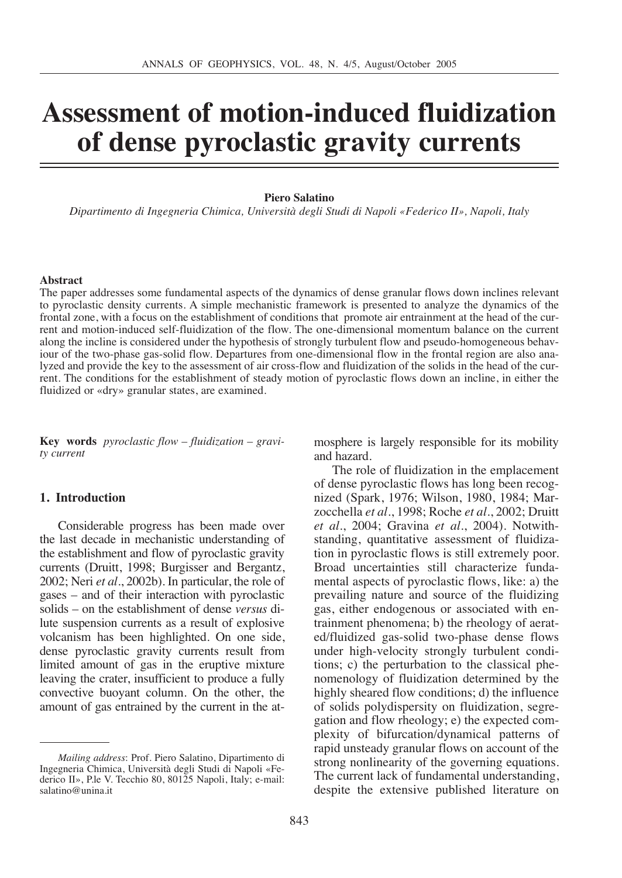# Assessment of motion-induced fluidization of dense pyroclastic gravity currents

**Piero Salatino**

*Dipartimento di Ingegneria Chimica, Università degli Studi di Napoli «Federico II», Napoli, Italy*

**Abstract**

The paper addresses some fundamental aspects of the dynamics of dense granular flows down inclines relevant to pyroclastic density currents. A simple mechanistic framework is presented to analyze the dynamics of the frontal zone, with a focus on the establishment of conditions that promote air entrainment at the head of the current and motion-induced self-fluidization of the flow. The one-dimensional momentum balance on the current along the incline is considered under the hypothesis of strongly turbulent flow and pseudo-homogeneous behaviour of the two-phase gas-solid flow. Departures from one-dimensional flow in the frontal region are also analyzed and provide the key to the assessment of air cross-flow and fluidization of the solids in the head of the current. The conditions for the establishment of steady motion of pyroclastic flows down an incline, in either the fluidized or «dry» granular states, are examined.

**Key words** *pyroclastic flow – fluidization – gravity current*

## 1. Introduction

Considerable progress has been made over the last decade in mechanistic understanding of the establishment and flow of pyroclastic gravity currents (Druitt, 1998; Burgisser and Bergantz, 2002; Neri *et al*., 2002b). In particular, the role of gases – and of their interaction with pyroclastic solids – on the establishment of dense *versus* dilute suspension currents as a result of explosive volcanism has been highlighted. On one side, dense pyroclastic gravity currents result from limited amount of gas in the eruptive mixture leaving the crater, insufficient to produce a fully convective buoyant column. On the other, the amount of gas entrained by the current in the atmosphere is largely responsible for its mobility and hazard.

The role of fluidization in the emplacement of dense pyroclastic flows has long been recognized (Spark, 1976; Wilson, 1980, 1984; Marzocchella *et al*., 1998; Roche *et al*., 2002; Druitt *et al*., 2004; Gravina *et al*., 2004). Notwithstanding, quantitative assessment of fluidization in pyroclastic flows is still extremely poor. Broad uncertainties still characterize fundamental aspects of pyroclastic flows, like: a) the prevailing nature and source of the fluidizing gas, either endogenous or associated with entrainment phenomena; b) the rheology of aerated/fluidized gas-solid two-phase dense flows under high-velocity strongly turbulent conditions; c) the perturbation to the classical phenomenology of fluidization determined by the highly sheared flow conditions; d) the influence of solids polydispersity on fluidization, segregation and flow rheology; e) the expected complexity of bifurcation/dynamical patterns of rapid unsteady granular flows on account of the strong nonlinearity of the governing equations. The current lack of fundamental understanding, despite the extensive published literature on

---

*Mailing address*: Prof. Piero Salatino, Dipartimento di Ingegneria Chimica, Università degli Studi di Napoli «Federico II», P.le V. Tecchio 80, 80125 Napoli, Italy; e-mail: salatino@unina.it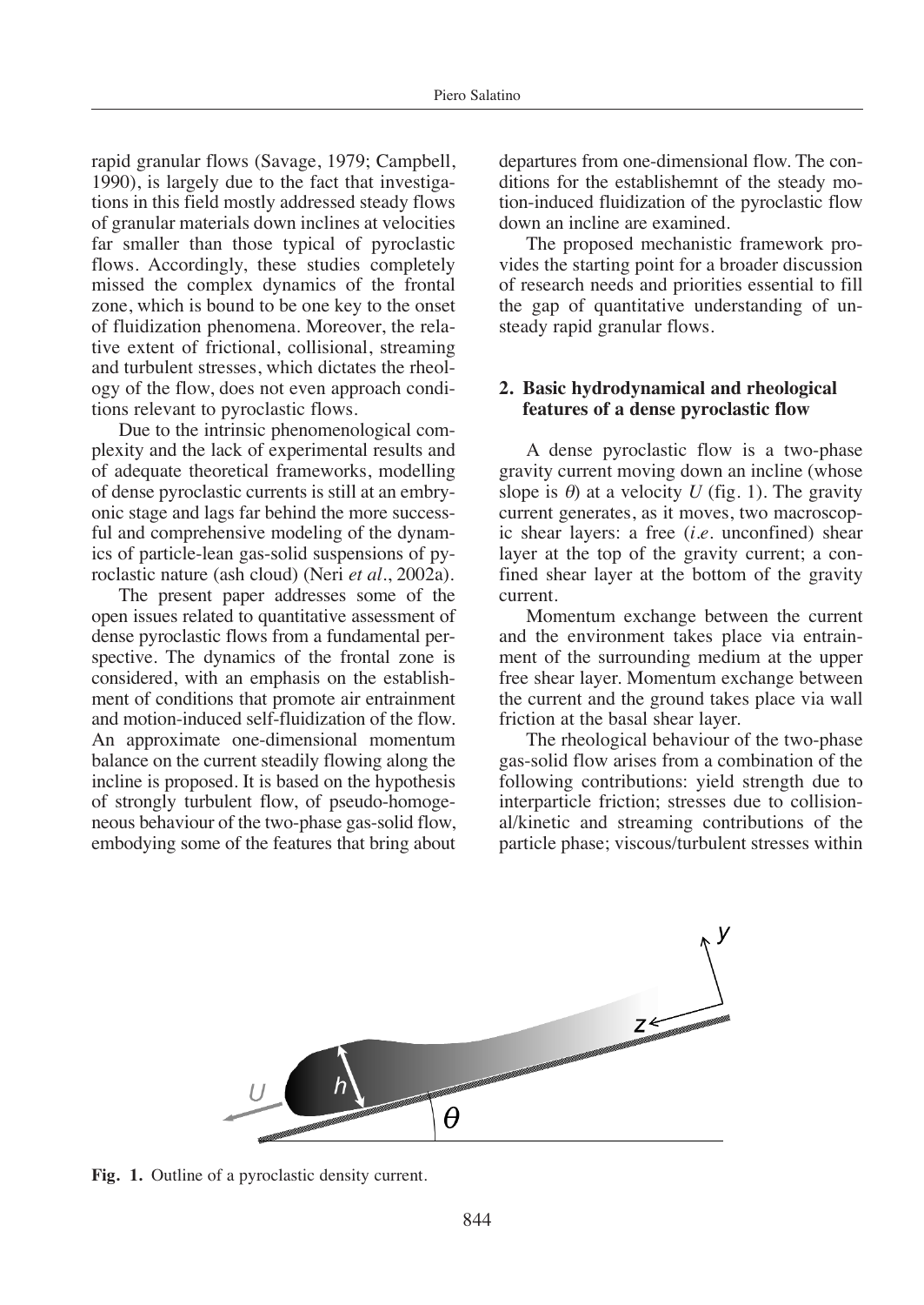rapid granular flows (Savage, 1979; Campbell, 1990), is largely due to the fact that investigations in this field mostly addressed steady flows of granular materials down inclines at velocities far smaller than those typical of pyroclastic flows. Accordingly, these studies completely missed the complex dynamics of the frontal zone, which is bound to be one key to the onset of fluidization phenomena. Moreover, the relative extent of frictional, collisional, streaming and turbulent stresses, which dictates the rheology of the flow, does not even approach conditions relevant to pyroclastic flows.

Due to the intrinsic phenomenological complexity and the lack of experimental results and of adequate theoretical frameworks, modelling of dense pyroclastic currents is still at an embryonic stage and lags far behind the more successful and comprehensive modeling of the dynamics of particle-lean gas-solid suspensions of pyroclastic nature (ash cloud) (Neri *et al*., 2002a).

The present paper addresses some of the open issues related to quantitative assessment of dense pyroclastic flows from a fundamental perspective. The dynamics of the frontal zone is considered, with an emphasis on the establishment of conditions that promote air entrainment and motion-induced self-fluidization of the flow. An approximate one-dimensional momentum balance on the current steadily flowing along the incline is proposed. It is based on the hypothesis of strongly turbulent flow, of pseudo-homogeneous behaviour of the two-phase gas-solid flow, embodying some of the features that bring about departures from one-dimensional flow. The conditions for the establishemnt of the steady motion-induced fluidization of the pyroclastic flow down an incline are examined.

The proposed mechanistic framework provides the starting point for a broader discussion of research needs and priorities essential to fill the gap of quantitative understanding of unsteady rapid granular flows.

## 2. Basic hydrodynamical and rheological features of a dense pyroclastic flow

A dense pyroclastic flow is a two-phase gravity current moving down an incline (whose slope is $\theta$) at a velocity $U$ (fig. 1). The gravity current generates, as it moves, two macroscopic shear layers: a free (*i.e.* unconfined) shear layer at the top of the gravity current; a confined shear layer at the bottom of the gravity current.

Momentum exchange between the current and the environment takes place via entrainment of the surrounding medium at the upper free shear layer. Momentum exchange between the current and the ground takes place via wall friction at the basal shear layer.

The rheological behaviour of the two-phase gas-solid flow arises from a combination of the following contributions: yield strength due to interparticle friction; stresses due to collisional/kinetic and streaming contributions of the particle phase; viscous/turbulent stresses within

**Fig. 1.** Outline of a pyroclastic density current.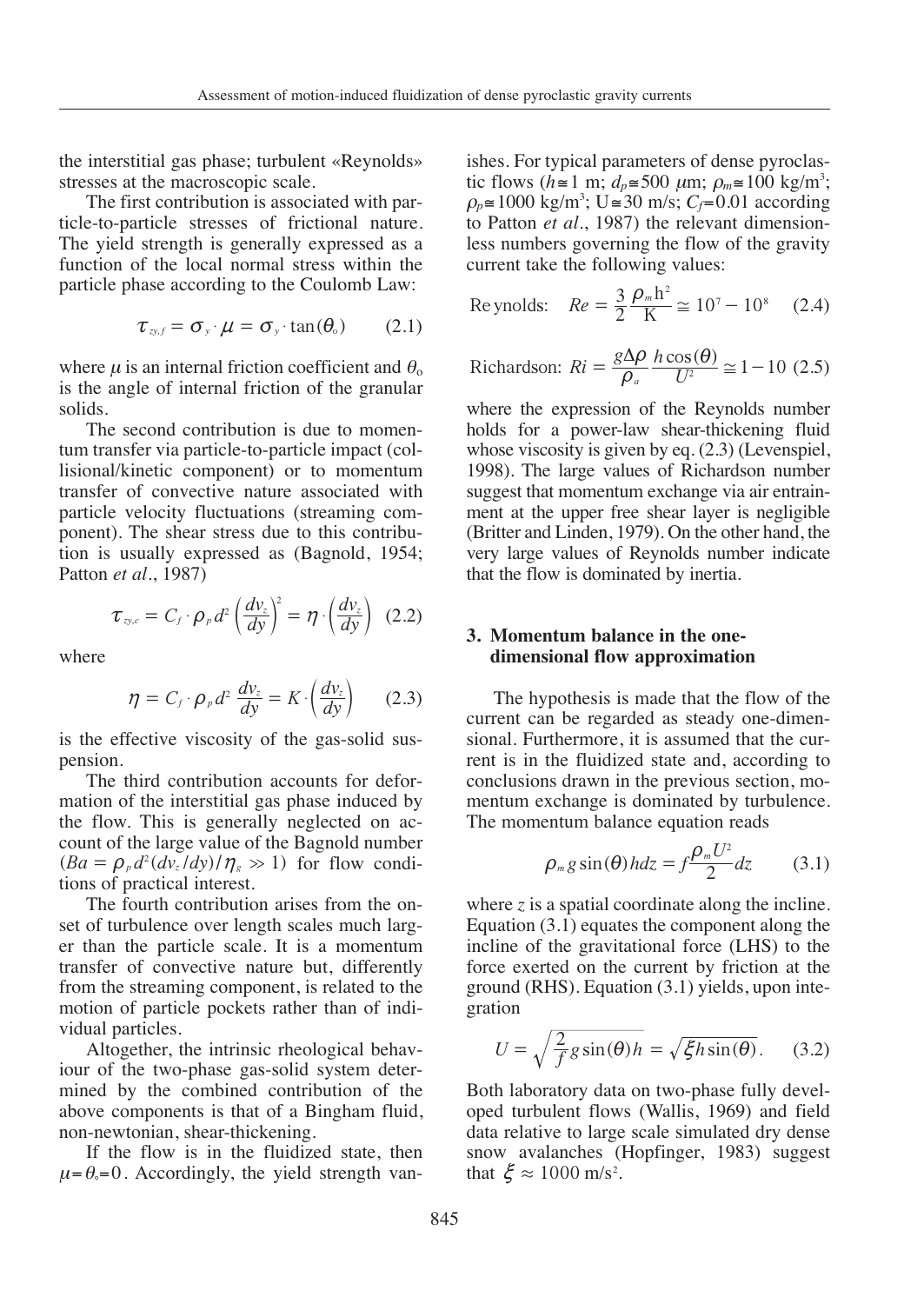the interstitial gas phase; turbulent «Reynolds» stresses at the macroscopic scale.

The first contribution is associated with particle-to-particle stresses of frictional nature. The yield strength is generally expressed as a function of the local normal stress within the particle phase according to the Coulomb Law:

$$\tau_{zy,f} = \sigma_y \cdot \mu = \sigma_y \cdot \tan(\theta_o) \qquad (2.1)$$

where $\mu$ is an internal friction coefficient and $\theta_o$ is the angle of internal friction of the granular solids.

The second contribution is due to momentum transfer via particle-to-particle impact (collisional/kinetic component) or to momentum transfer of convective nature associated with particle velocity fluctuations (streaming component). The shear stress due to this contribution is usually expressed as (Bagnold, 1954; Patton *et al*., 1987)

$$\tau_{zy,c} = C_f \cdot \rho_p d^2 \left(\frac{dv_z}{dy}\right)^2 = \eta \cdot \left(\frac{dv_z}{dy}\right) \quad (2.2)$$

where

$$\eta = C_f \cdot \rho_p d^2 \, \frac{dv_z}{dy} = K \cdot \left(\frac{dv_z}{dy}\right) \qquad (2.3)$$

is the effective viscosity of the gas-solid suspension.

The third contribution accounts for deformation of the interstitial gas phase induced by the flow. This is generally neglected on account of the large value of the Bagnold number $(Ba = \rho_p d^2 (dv_z/dy)/\eta_g \gg 1)$ for flow conditions of practical interest.

The fourth contribution arises from the onset of turbulence over length scales much larger than the particle scale. It is a momentum transfer of convective nature but, differently from the streaming component, is related to the motion of particle pockets rather than of individual particles.

Altogether, the intrinsic rheological behaviour of the two-phase gas-solid system determined by the combined contribution of the above components is that of a Bingham fluid, non-newtonian, shear-thickening.

If the flow is in the fluidized state, then $\mu = \theta_o = 0$. Accordingly, the yield strength vanishes. For typical parameters of dense pyroclastic flows ($h \cong 1$ m; $d_p \cong 500$ $\mu$m; $\rho_m \cong 100$ kg/m$^3$; $\rho_p \cong 1000$ kg/m$^3$; U $\cong 30$ m/s; $C_f = 0.01$ according to Patton *et al*., 1987) the relevant dimensionless numbers governing the flow of the gravity current take the following values:

$$\text{Reynolds:} \quad Re = \frac{3}{2}\frac{\rho_m \mathrm{h}^2}{\mathrm{K}} \cong 10^7 - 10^8 \qquad (2.4)$$

$$\text{Richardson:} \; Ri = \frac{g\Delta\rho}{\rho_a}\frac{h\cos(\theta)}{U^2} \cong 1 - 10 \; (2.5)$$

where the expression of the Reynolds number holds for a power-law shear-thickening fluid whose viscosity is given by eq. (2.3) (Levenspiel, 1998). The large values of Richardson number suggest that momentum exchange via air entrainment at the upper free shear layer is negligible (Britter and Linden, 1979). On the other hand, the very large values of Reynolds number indicate that the flow is dominated by inertia.

## 3. Momentum balance in the one-dimensional flow approximation

The hypothesis is made that the flow of the current can be regarded as steady one-dimensional. Furthermore, it is assumed that the current is in the fluidized state and, according to conclusions drawn in the previous section, momentum exchange is dominated by turbulence. The momentum balance equation reads

$$\rho_m g \sin(\theta) h dz = f \frac{\rho_m U^2}{2} dz \qquad (3.1)$$

where $z$ is a spatial coordinate along the incline. Equation (3.1) equates the component along the incline of the gravitational force (LHS) to the force exerted on the current by friction at the ground (RHS). Equation (3.1) yields, upon integration

$$U = \sqrt{\frac{2}{f} g \sin(\theta) h} = \sqrt{\xi h \sin(\theta)}. \qquad (3.2)$$

Both laboratory data on two-phase fully developed turbulent flows (Wallis, 1969) and field data relative to large scale simulated dry dense snow avalanches (Hopfinger, 1983) suggest that $\xi \approx 1000$ m/s$^2$.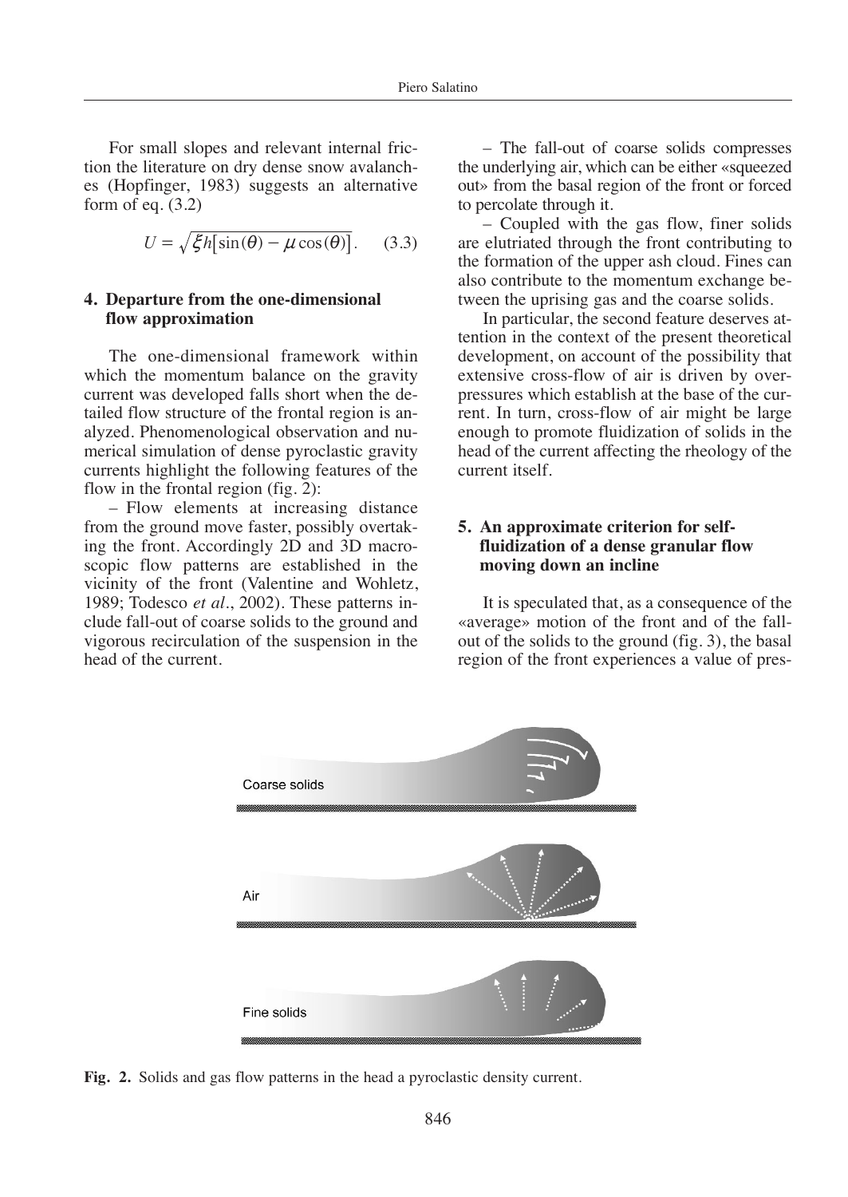For small slopes and relevant internal friction the literature on dry dense snow avalanches (Hopfinger, 1983) suggests an alternative form of eq. (3.2)

$$U = \sqrt{\xi h\left[\sin(\theta) - \mu\cos(\theta)\right]}. \qquad (3.3)$$

## 4. Departure from the one-dimensional flow approximation

The one-dimensional framework within which the momentum balance on the gravity current was developed falls short when the detailed flow structure of the frontal region is analyzed. Phenomenological observation and numerical simulation of dense pyroclastic gravity currents highlight the following features of the flow in the frontal region (fig. 2):

– Flow elements at increasing distance from the ground move faster, possibly overtaking the front. Accordingly 2D and 3D macroscopic flow patterns are established in the vicinity of the front (Valentine and Wohletz, 1989; Todesco *et al.*, 2002). These patterns include fall-out of coarse solids to the ground and vigorous recirculation of the suspension in the head of the current.

– The fall-out of coarse solids compresses the underlying air, which can be either «squeezed out» from the basal region of the front or forced to percolate through it.

– Coupled with the gas flow, finer solids are elutriated through the front contributing to the formation of the upper ash cloud. Fines can also contribute to the momentum exchange between the uprising gas and the coarse solids.

In particular, the second feature deserves attention in the context of the present theoretical development, on account of the possibility that extensive cross-flow of air is driven by overpressures which establish at the base of the current. In turn, cross-flow of air might be large enough to promote fluidization of solids in the head of the current affecting the rheology of the current itself.

## 5. An approximate criterion for self-fluidization of a dense granular flow moving down an incline

It is speculated that, as a consequence of the «average» motion of the front and of the fall-out of the solids to the ground (fig. 3), the basal region of the front experiences a value of pres-

Coarse solids

Air

Fine solids

**Fig. 2.** Solids and gas flow patterns in the head a pyroclastic density current.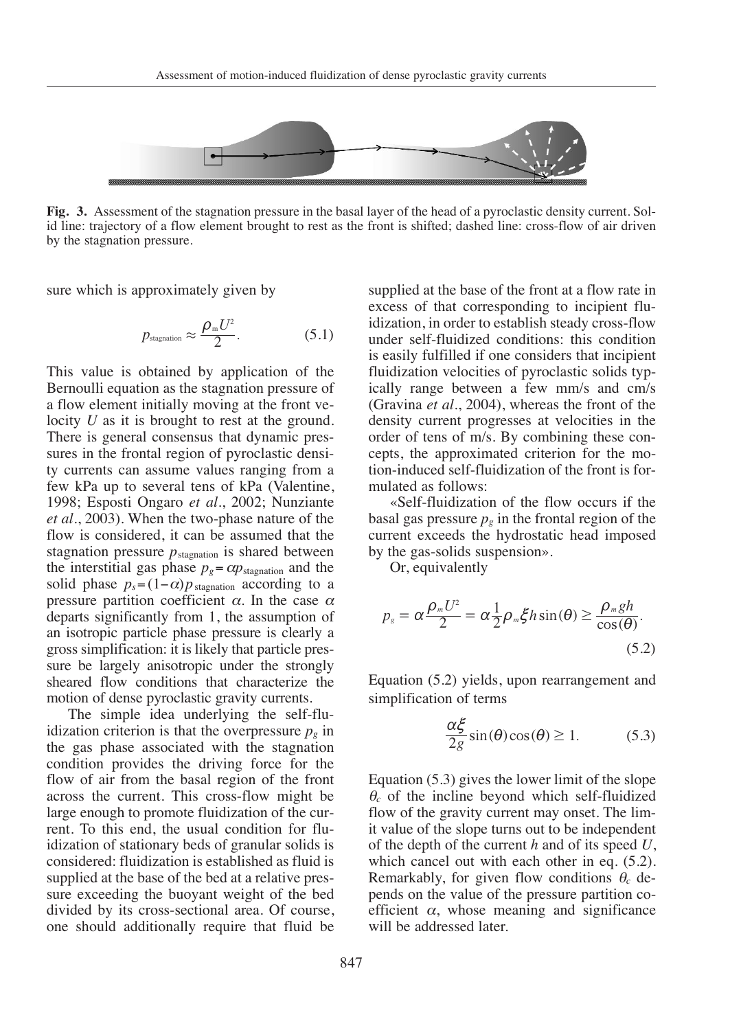**Fig. 3.** Assessment of the stagnation pressure in the basal layer of the head of a pyroclastic density current. Solid line: trajectory of a flow element brought to rest as the front is shifted; dashed line: cross-flow of air driven by the stagnation pressure.

sure which is approximately given by

$$p_{\text{stagnation}} \approx \frac{\rho_m U^2}{2}. \tag{5.1}$$

This value is obtained by application of the Bernoulli equation as the stagnation pressure of a flow element initially moving at the front velocity $U$ as it is brought to rest at the ground. There is general consensus that dynamic pressures in the frontal region of pyroclastic density currents can assume values ranging from a few kPa up to several tens of kPa (Valentine, 1998; Esposti Ongaro *et al*., 2002; Nunziante *et al*., 2003). When the two-phase nature of the flow is considered, it can be assumed that the stagnation pressure $p_{\text{stagnation}}$ is shared between the interstitial gas phase $p_g = \alpha p_{\text{stagnation}}$ and the solid phase $p_s = (1-\alpha) p_{\text{stagnation}}$ according to a pressure partition coefficient $\alpha$. In the case $\alpha$ departs significantly from 1, the assumption of an isotropic particle phase pressure is clearly a gross simplification: it is likely that particle pressure be largely anisotropic under the strongly sheared flow conditions that characterize the motion of dense pyroclastic gravity currents.

The simple idea underlying the self-fluidization criterion is that the overpressure $p_g$ in the gas phase associated with the stagnation condition provides the driving force for the flow of air from the basal region of the front across the current. This cross-flow might be large enough to promote fluidization of the current. To this end, the usual condition for fluidization of stationary beds of granular solids is considered: fluidization is established as fluid is supplied at the base of the bed at a relative pressure exceeding the buoyant weight of the bed divided by its cross-sectional area. Of course, one should additionally require that fluid be supplied at the base of the front at a flow rate in excess of that corresponding to incipient fluidization, in order to establish steady cross-flow under self-fluidized conditions: this condition is easily fulfilled if one considers that incipient fluidization velocities of pyroclastic solids typically range between a few mm/s and cm/s (Gravina *et al*., 2004), whereas the front of the density current progresses at velocities in the order of tens of m/s. By combining these concepts, the approximated criterion for the motion-induced self-fluidization of the front is formulated as follows:

«Self-fluidization of the flow occurs if the basal gas pressure $p_g$ in the frontal region of the current exceeds the hydrostatic head imposed by the gas-solids suspension».

Or, equivalently

$$p_g = \alpha \frac{\rho_m U^2}{2} = \alpha \frac{1}{2} \rho_m \xi h \sin(\theta) \geq \frac{\rho_m g h}{\cos(\theta)}. \tag{5.2}$$

Equation (5.2) yields, upon rearrangement and simplification of terms

$$\frac{\alpha \xi}{2g} \sin(\theta) \cos(\theta) \geq 1. \tag{5.3}$$

Equation (5.3) gives the lower limit of the slope $\theta_c$ of the incline beyond which self-fluidized flow of the gravity current may onset. The limit value of the slope turns out to be independent of the depth of the current $h$ and of its speed $U$, which cancel out with each other in eq. (5.2). Remarkably, for given flow conditions $\theta_c$ depends on the value of the pressure partition coefficient $\alpha$, whose meaning and significance will be addressed later.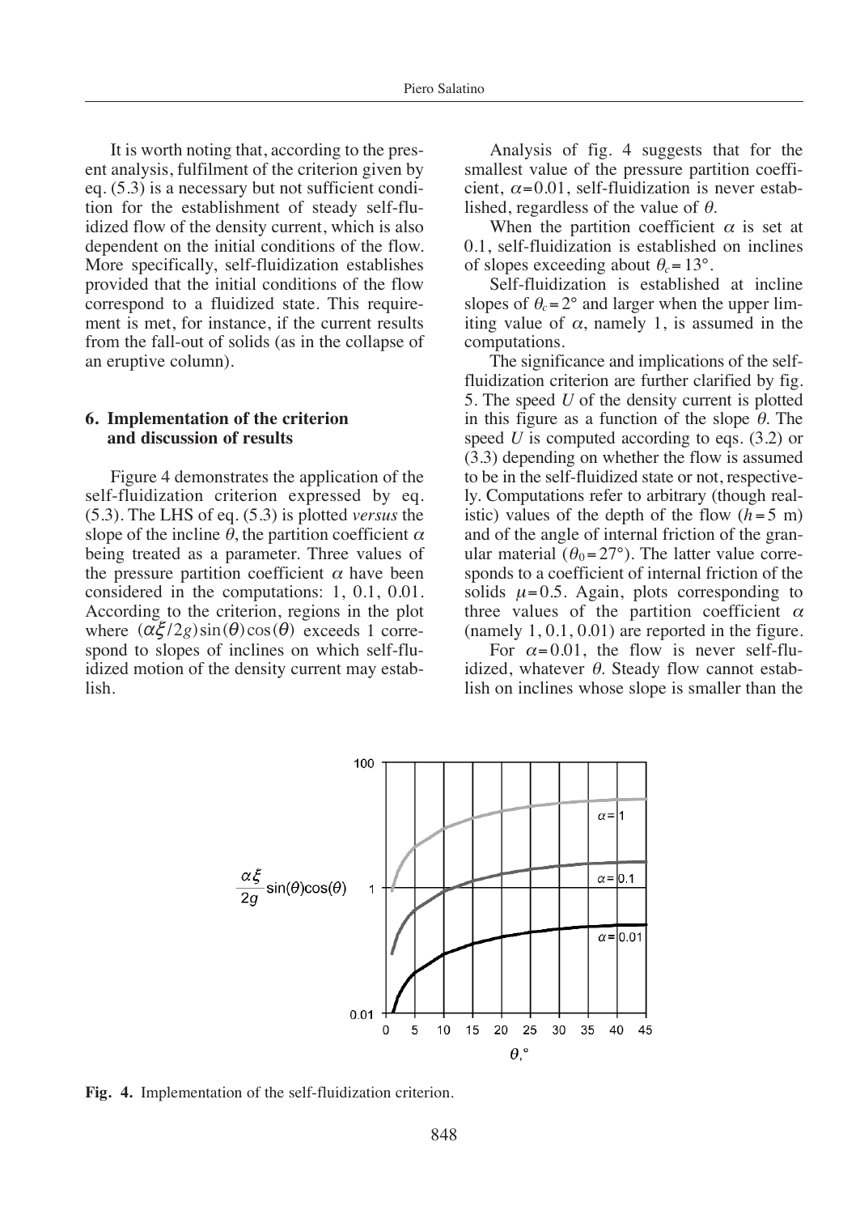It is worth noting that, according to the present analysis, fulfilment of the criterion given by eq. (5.3) is a necessary but not sufficient condition for the establishment of steady self-fluidized flow of the density current, which is also dependent on the initial conditions of the flow. More specifically, self-fluidization establishes provided that the initial conditions of the flow correspond to a fluidized state. This requirement is met, for instance, if the current results from the fall-out of solids (as in the collapse of an eruptive column).

## 6. Implementation of the criterion and discussion of results

Figure 4 demonstrates the application of the self-fluidization criterion expressed by eq. (5.3). The LHS of eq. (5.3) is plotted *versus* the slope of the incline $\theta$, the partition coefficient $\alpha$ being treated as a parameter. Three values of the pressure partition coefficient $\alpha$ have been considered in the computations: 1, 0.1, 0.01. According to the criterion, regions in the plot where $(\alpha\xi/2g)\sin(\theta)\cos(\theta)$ exceeds 1 correspond to slopes of inclines on which self-fluidized motion of the density current may establish.

Analysis of fig. 4 suggests that for the smallest value of the pressure partition coefficient, $\alpha$=0.01, self-fluidization is never established, regardless of the value of $\theta$.

When the partition coefficient $\alpha$ is set at 0.1, self-fluidization is established on inclines of slopes exceeding about $\theta_c$=13°.

Self-fluidization is established at incline slopes of $\theta_c$=2° and larger when the upper limiting value of $\alpha$, namely 1, is assumed in the computations.

The significance and implications of the self-fluidization criterion are further clarified by fig. 5. The speed $U$ of the density current is plotted in this figure as a function of the slope $\theta$. The speed $U$ is computed according to eqs. (3.2) or (3.3) depending on whether the flow is assumed to be in the self-fluidized state or not, respectively. Computations refer to arbitrary (though realistic) values of the depth of the flow ($h$=5 m) and of the angle of internal friction of the granular material ($\theta_0$=27°). The latter value corresponds to a coefficient of internal friction of the solids $\mu$=0.5. Again, plots corresponding to three values of the partition coefficient $\alpha$ (namely 1, 0.1, 0.01) are reported in the figure.

For $\alpha$=0.01, the flow is never self-fluidized, whatever $\theta$. Steady flow cannot establish on inclines whose slope is smaller than the

**Fig. 4.** Implementation of the self-fluidization criterion.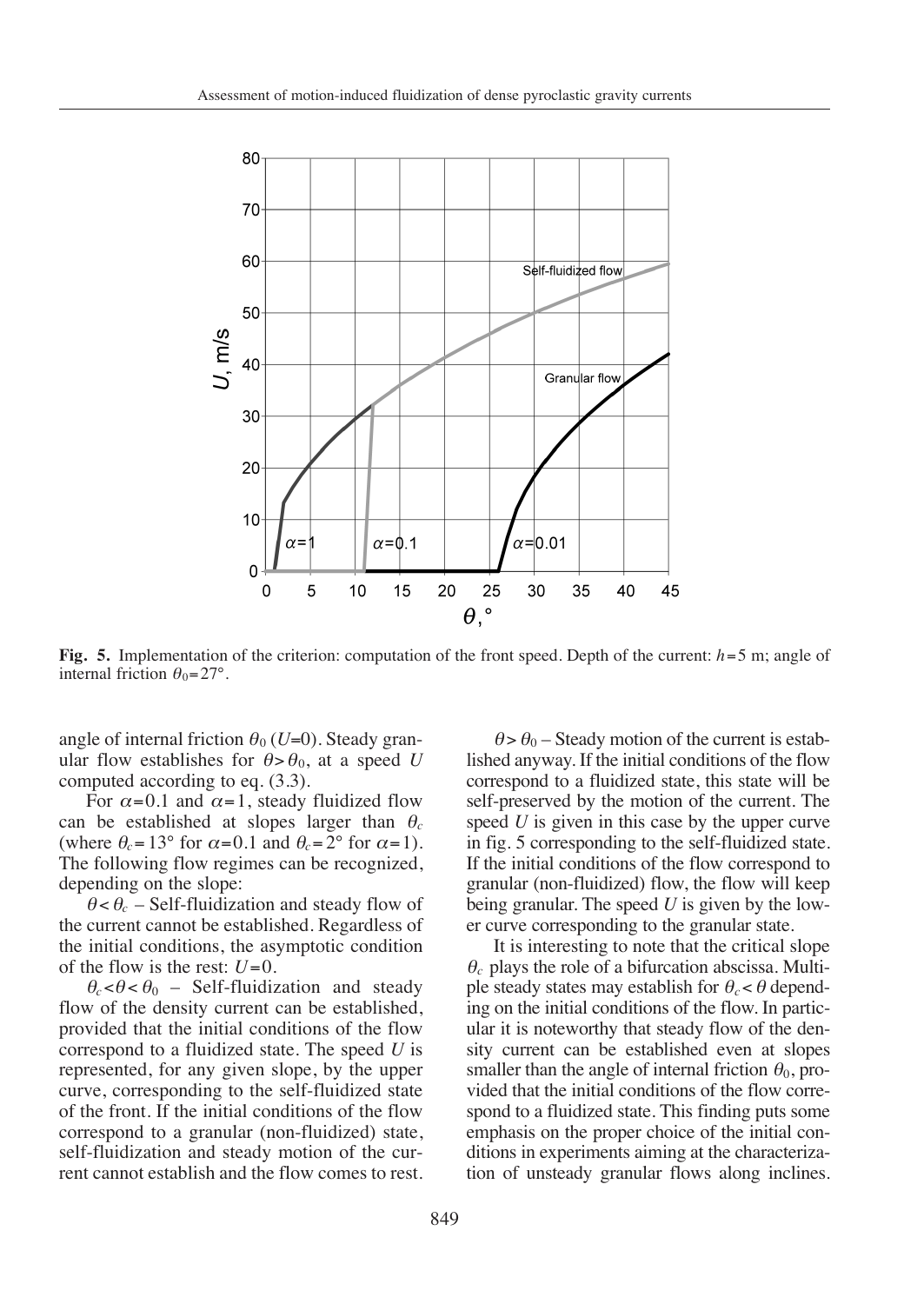**Fig. 5.** Implementation of the criterion: computation of the front speed. Depth of the current: $h = 5$ m; angle of internal friction $\theta_0 = 27°$.

angle of internal friction $\theta_0$ ($U$=0). Steady granular flow establishes for $\theta > \theta_0$, at a speed $U$ computed according to eq. (3.3).

For $\alpha = 0.1$ and $\alpha = 1$, steady fluidized flow can be established at slopes larger than $\theta_c$ (where $\theta_c = 13°$ for $\alpha = 0.1$ and $\theta_c = 2°$ for $\alpha = 1$). The following flow regimes can be recognized, depending on the slope:

$\theta < \theta_c$ – Self-fluidization and steady flow of the current cannot be established. Regardless of the initial conditions, the asymptotic condition of the flow is the rest: $U = 0$.

$\theta_c < \theta < \theta_0$ – Self-fluidization and steady flow of the density current can be established, provided that the initial conditions of the flow correspond to a fluidized state. The speed $U$ is represented, for any given slope, by the upper curve, corresponding to the self-fluidized state of the front. If the initial conditions of the flow correspond to a granular (non-fluidized) state, self-fluidization and steady motion of the current cannot establish and the flow comes to rest.

$\theta > \theta_0$ – Steady motion of the current is established anyway. If the initial conditions of the flow correspond to a fluidized state, this state will be self-preserved by the motion of the current. The speed $U$ is given in this case by the upper curve in fig. 5 corresponding to the self-fluidized state. If the initial conditions of the flow correspond to granular (non-fluidized) flow, the flow will keep being granular. The speed $U$ is given by the lower curve corresponding to the granular state.

It is interesting to note that the critical slope $\theta_c$ plays the role of a bifurcation abscissa. Multiple steady states may establish for $\theta_c < \theta$ depending on the initial conditions of the flow. In particular it is noteworthy that steady flow of the density current can be established even at slopes smaller than the angle of internal friction $\theta_0$, provided that the initial conditions of the flow correspond to a fluidized state. This finding puts some emphasis on the proper choice of the initial conditions in experiments aiming at the characterization of unsteady granular flows along inclines.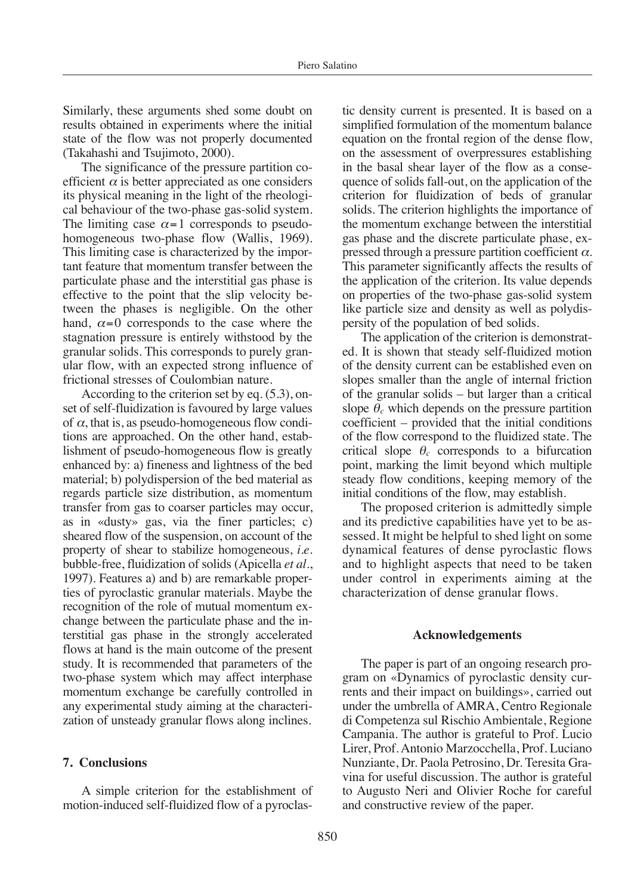Similarly, these arguments shed some doubt on results obtained in experiments where the initial state of the flow was not properly documented (Takahashi and Tsujimoto, 2000).

The significance of the pressure partition coefficient $\alpha$ is better appreciated as one considers its physical meaning in the light of the rheological behaviour of the two-phase gas-solid system. The limiting case $\alpha=1$ corresponds to pseudo-homogeneous two-phase flow (Wallis, 1969). This limiting case is characterized by the important feature that momentum transfer between the particulate phase and the interstitial gas phase is effective to the point that the slip velocity between the phases is negligible. On the other hand, $\alpha=0$ corresponds to the case where the stagnation pressure is entirely withstood by the granular solids. This corresponds to purely granular flow, with an expected strong influence of frictional stresses of Coulombian nature.

According to the criterion set by eq. (5.3), onset of self-fluidization is favoured by large values of $\alpha$, that is, as pseudo-homogeneous flow conditions are approached. On the other hand, establishment of pseudo-homogeneous flow is greatly enhanced by: a) fineness and lightness of the bed material; b) polydispersion of the bed material as regards particle size distribution, as momentum transfer from gas to coarser particles may occur, as in «dusty» gas, via the finer particles; c) sheared flow of the suspension, on account of the property of shear to stabilize homogeneous, *i.e.* bubble-free, fluidization of solids (Apicella *et al.*, 1997). Features a) and b) are remarkable properties of pyroclastic granular materials. Maybe the recognition of the role of mutual momentum exchange between the particulate phase and the interstitial gas phase in the strongly accelerated flows at hand is the main outcome of the present study. It is recommended that parameters of the two-phase system which may affect interphase momentum exchange be carefully controlled in any experimental study aiming at the characterization of unsteady granular flows along inclines.

## 7. Conclusions

A simple criterion for the establishment of motion-induced self-fluidized flow of a pyroclastic density current is presented. It is based on a simplified formulation of the momentum balance equation on the frontal region of the dense flow, on the assessment of overpressures establishing in the basal shear layer of the flow as a consequence of solids fall-out, on the application of the criterion for fluidization of beds of granular solids. The criterion highlights the importance of the momentum exchange between the interstitial gas phase and the discrete particulate phase, expressed through a pressure partition coefficient $\alpha$. This parameter significantly affects the results of the application of the criterion. Its value depends on properties of the two-phase gas-solid system like particle size and density as well as polydispersity of the population of bed solids.

The application of the criterion is demonstrated. It is shown that steady self-fluidized motion of the density current can be established even on slopes smaller than the angle of internal friction of the granular solids – but larger than a critical slope $\theta_c$ which depends on the pressure partition coefficient – provided that the initial conditions of the flow correspond to the fluidized state. The critical slope $\theta_c$ corresponds to a bifurcation point, marking the limit beyond which multiple steady flow conditions, keeping memory of the initial conditions of the flow, may establish.

The proposed criterion is admittedly simple and its predictive capabilities have yet to be assessed. It might be helpful to shed light on some dynamical features of dense pyroclastic flows and to highlight aspects that need to be taken under control in experiments aiming at the characterization of dense granular flows.

### Acknowledgements

The paper is part of an ongoing research program on «Dynamics of pyroclastic density currents and their impact on buildings», carried out under the umbrella of AMRA, Centro Regionale di Competenza sul Rischio Ambientale, Regione Campania. The author is grateful to Prof. Lucio Lirer, Prof. Antonio Marzocchella, Prof. Luciano Nunziante, Dr. Paola Petrosino, Dr. Teresita Gravina for useful discussion. The author is grateful to Augusto Neri and Olivier Roche for careful and constructive review of the paper.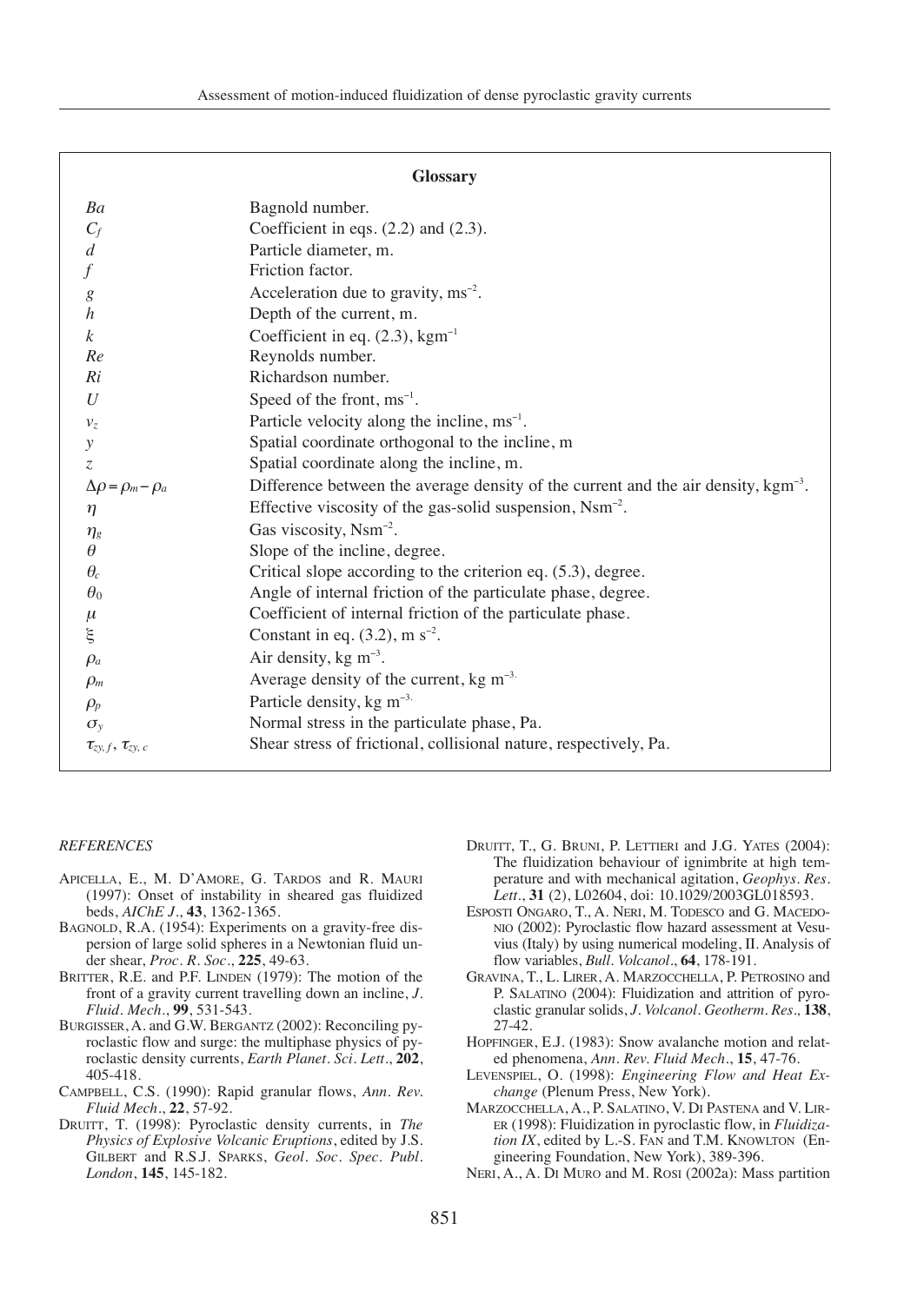## Glossary

| | |
|---|---|
| $Ba$ | Bagnold number. |
| $C_f$ | Coefficient in eqs. (2.2) and (2.3). |
| $d$ | Particle diameter, m. |
| $f$ | Friction factor. |
| $g$ | Acceleration due to gravity, $ms^{-2}$. |
| $h$ | Depth of the current, m. |
| $k$ | Coefficient in eq. (2.3), $kgm^{-1}$ |
| $Re$ | Reynolds number. |
| $Ri$ | Richardson number. |
| $U$ | Speed of the front, $ms^{-1}$. |
| $v_z$ | Particle velocity along the incline, $ms^{-1}$. |
| $y$ | Spatial coordinate orthogonal to the incline, m |
| $z$ | Spatial coordinate along the incline, m. |
| $\Delta\rho = \rho_m - \rho_a$ | Difference between the average density of the current and the air density, $kgm^{-3}$. |
| $\eta$ | Effective viscosity of the gas-solid suspension, $Nsm^{-2}$. |
| $\eta_g$ | Gas viscosity, $Nsm^{-2}$. |
| $\theta$ | Slope of the incline, degree. |
| $\theta_c$ | Critical slope according to the criterion eq. (5.3), degree. |
| $\theta_0$ | Angle of internal friction of the particulate phase, degree. |
| $\mu$ | Coefficient of internal friction of the particulate phase. |
| $\xi$ | Constant in eq. (3.2), m $s^{-2}$. |
| $\rho_a$ | Air density, kg $m^{-3}$. |
| $\rho_m$ | Average density of the current, kg $m^{-3}$. |
| $\rho_p$ | Particle density, kg $m^{-3}$. |
| $\sigma_y$ | Normal stress in the particulate phase, Pa. |
| $\tau_{zy,f}$, $\tau_{zy,c}$ | Shear stress of frictional, collisional nature, respectively, Pa. |

## REFERENCES

APICELLA, E., M. D'AMORE, G. TARDOS and R. MAURI (1997): Onset of instability in sheared gas fluidized beds, *AIChE J.*, **43**, 1362-1365.

BAGNOLD, R.A. (1954): Experiments on a gravity-free dispersion of large solid spheres in a Newtonian fluid under shear, *Proc. R. Soc.*, **225**, 49-63.

BRITTER, R.E. and P.F. LINDEN (1979): The motion of the front of a gravity current travelling down an incline, *J. Fluid. Mech.*, **99**, 531-543.

BURGISSER, A. and G.W. BERGANTZ (2002): Reconciling pyroclastic flow and surge: the multiphase physics of pyroclastic density currents, *Earth Planet. Sci. Lett.*, **202**, 405-418.

CAMPBELL, C.S. (1990): Rapid granular flows, *Ann. Rev. Fluid Mech.*, **22**, 57-92.

DRUITT, T. (1998): Pyroclastic density currents, in *The Physics of Explosive Volcanic Eruptions*, edited by J.S. GILBERT and R.S.J. SPARKS, *Geol. Soc. Spec. Publ. London*, **145**, 145-182.

DRUITT, T., G. BRUNI, P. LETTIERI and J.G. YATES (2004): The fluidization behaviour of ignimbrite at high temperature and with mechanical agitation, *Geophys. Res. Lett.*, **31** (2), L02604, doi: 10.1029/2003GL018593.

ESPOSTI ONGARO, T., A. NERI, M. TODESCO and G. MACEDONIO (2002): Pyroclastic flow hazard assessment at Vesuvius (Italy) by using numerical modeling, II. Analysis of flow variables, *Bull. Volcanol.*, **64**, 178-191.

GRAVINA, T., L. LIRER, A. MARZOCCHELLA, P. PETROSINO and P. SALATINO (2004): Fluidization and attrition of pyroclastic granular solids, *J. Volcanol. Geotherm. Res.*, **138**, 27-42.

HOPFINGER, E.J. (1983): Snow avalanche motion and related phenomena, *Ann. Rev. Fluid Mech.*, **15**, 47-76.

LEVENSPIEL, O. (1998): *Engineering Flow and Heat Exchange* (Plenum Press, New York).

MARZOCCHELLA, A., P. SALATINO, V. DI PASTENA and V. LIRER (1998): Fluidization in pyroclastic flow, in *Fluidization IX*, edited by L.-S. FAN and T.M. KNOWLTON (Engineering Foundation, New York), 389-396.

NERI, A., A. DI MURO and M. ROSI (2002a): Mass partition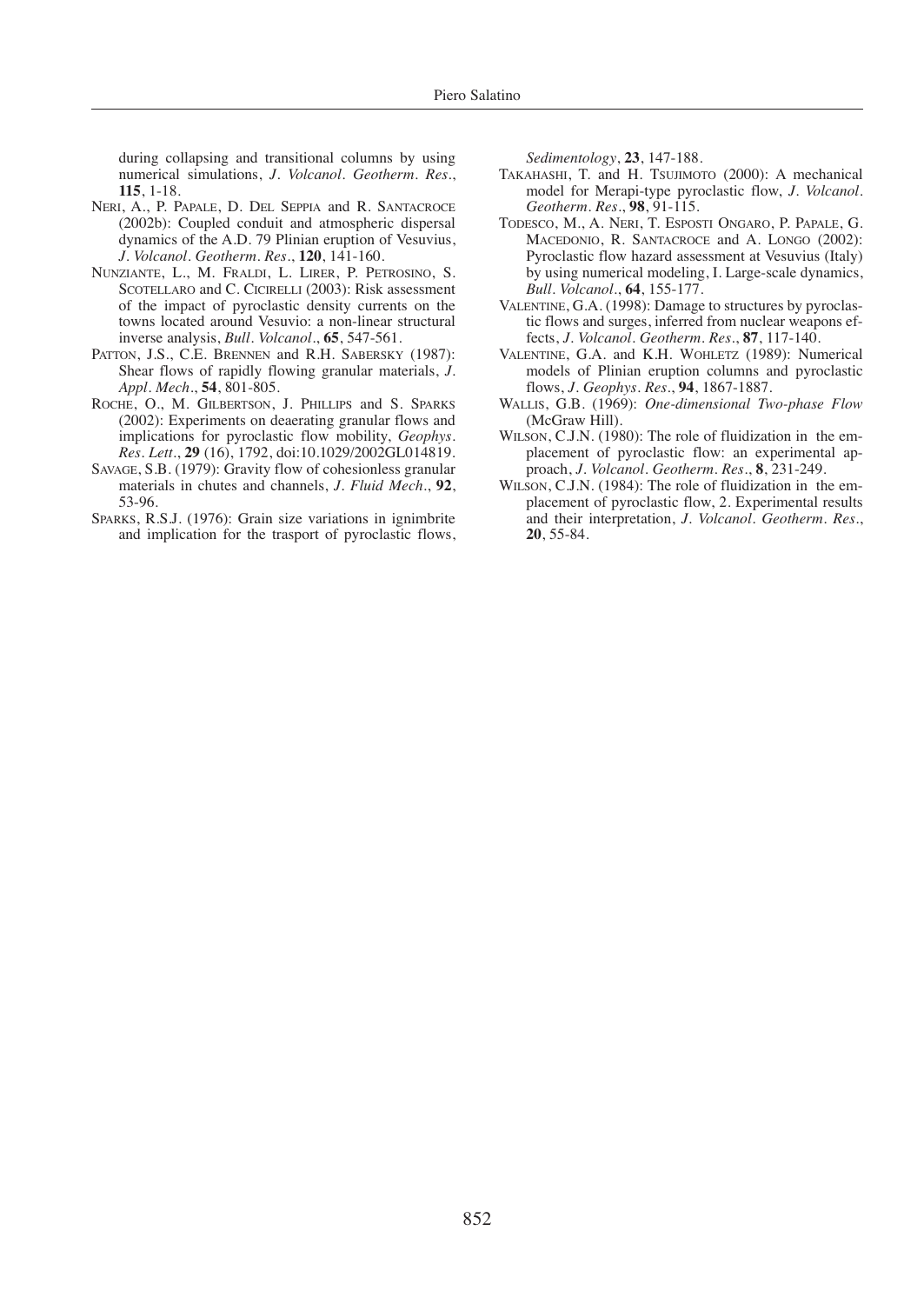during collapsing and transitional columns by using numerical simulations, *J. Volcanol. Geotherm. Res.*, **115**, 1-18.

NERI, A., P. PAPALE, D. DEL SEPPIA and R. SANTACROCE (2002b): Coupled conduit and atmospheric dispersal dynamics of the A.D. 79 Plinian eruption of Vesuvius, *J. Volcanol. Geotherm. Res.*, **120**, 141-160.

NUNZIANTE, L., M. FRALDI, L. LIRER, P. PETROSINO, S. SCOTELLARO and C. CICIRELLI (2003): Risk assessment of the impact of pyroclastic density currents on the towns located around Vesuvio: a non-linear structural inverse analysis, *Bull. Volcanol.*, **65**, 547-561.

PATTON, J.S., C.E. BRENNEN and R.H. SABERSKY (1987): Shear flows of rapidly flowing granular materials, *J. Appl. Mech.*, **54**, 801-805.

ROCHE, O., M. GILBERTSON, J. PHILLIPS and S. SPARKS (2002): Experiments on deaerating granular flows and implications for pyroclastic flow mobility, *Geophys. Res. Lett.*, **29** (16), 1792, doi:10.1029/2002GL014819.

SAVAGE, S.B. (1979): Gravity flow of cohesionless granular materials in chutes and channels, *J. Fluid Mech.*, **92**, 53-96.

SPARKS, R.S.J. (1976): Grain size variations in ignimbrite and implication for the trasport of pyroclastic flows, *Sedimentology*, **23**, 147-188.

TAKAHASHI, T. and H. TSUJIMOTO (2000): A mechanical model for Merapi-type pyroclastic flow, *J. Volcanol. Geotherm. Res.*, **98**, 91-115.

TODESCO, M., A. NERI, T. ESPOSTI ONGARO, P. PAPALE, G. MACEDONIO, R. SANTACROCE and A. LONGO (2002): Pyroclastic flow hazard assessment at Vesuvius (Italy) by using numerical modeling, I. Large-scale dynamics, *Bull. Volcanol.*, **64**, 155-177.

VALENTINE, G.A. (1998): Damage to structures by pyroclastic flows and surges, inferred from nuclear weapons effects, *J. Volcanol. Geotherm. Res.*, **87**, 117-140.

VALENTINE, G.A. and K.H. WOHLETZ (1989): Numerical models of Plinian eruption columns and pyroclastic flows, *J. Geophys. Res.*, **94**, 1867-1887.

WALLIS, G.B. (1969): *One-dimensional Two-phase Flow* (McGraw Hill).

WILSON, C.J.N. (1980): The role of fluidization in the emplacement of pyroclastic flow: an experimental approach, *J. Volcanol. Geotherm. Res.*, **8**, 231-249.

WILSON, C.J.N. (1984): The role of fluidization in the emplacement of pyroclastic flow, 2. Experimental results and their interpretation, *J. Volcanol. Geotherm. Res.*, **20**, 55-84.